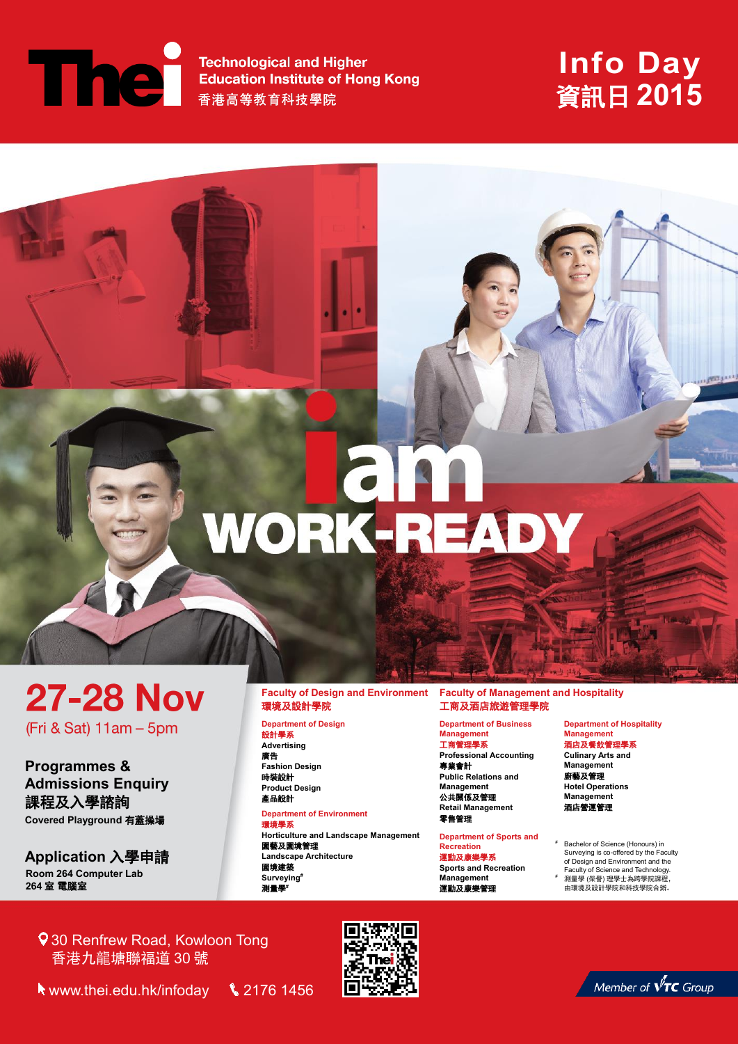# THEi

**Technological and Higher Education Institute of Hong Kong**
**香港高等教育科技學院**

# Info Day
# 資訊日 2015

# i am WORK-READY

## 27-28 Nov

(Fri & Sat) 11am – 5pm

### Programmes & Admissions Enquiry
### 課程及入學諮詢

Covered Playground 有蓋操場

### Application 入學申請

Room 264 Computer Lab
264 室 電腦室

## Faculty of Design and Environment
## 環境及設計學院

**Department of Design**
**設計學系**

- Advertising
- 廣告
- Fashion Design
- 時裝設計
- Product Design
- 產品設計

**Department of Environment**
**環境學系**

- Horticulture and Landscape Management
- 園藝及園境管理
- Landscape Architecture
- 園境建築
- Surveying#
- 測量學#

## Faculty of Management and Hospitality
## 工商及酒店旅遊管理學院

**Department of Business Management**
**工商管理學系**

- Professional Accounting
- 專業會計
- Public Relations and Management
- 公共關係及管理
- Retail Management
- 零售管理

**Department of Sports and Recreation**
**運動及康樂學系**

- Sports and Recreation Management
- 運動及康樂管理

**Department of Hospitality Management**
**酒店及餐飲管理學系**

- Culinary Arts and Management
- 廚藝及管理
- Hotel Operations Management
- 酒店營運管理

# Bachelor of Science (Honours) in Surveying is co-offered by the Faculty of Design and Environment and the Faculty of Science and Technology.

# 測量學 (榮譽) 理學士為跨學院課程，由環境及設計學院和科技學院合辦。

30 Renfrew Road, Kowloon Tong
香港九龍塘聯福道 30 號

www.thei.edu.hk/infoday

2176 1456

Member of VTC Group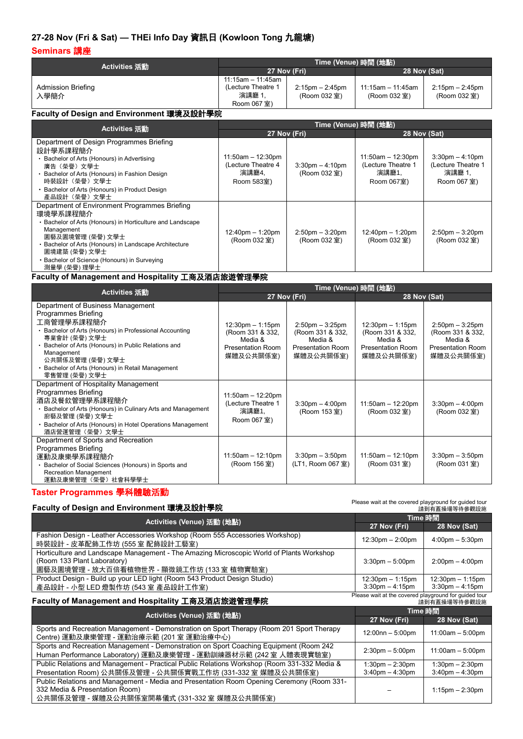## 27-28 Nov (Fri & Sat) — THEi Info Day 資訊日 (Kowloon Tong 九龍塘)

### Seminars 講座

| Activities 活動 | Time (Venue) 時間 (地點) | | | |
|---|---|---|---|---|
| | 27 Nov (Fri) | | 28 Nov (Sat) | |
| Admission Briefing 入學簡介 | 11:15am – 11:45am (Lecture Theatre 1 演講廳 1, Room 067 室) | 2:15pm – 2:45pm (Room 032 室) | 11:15am – 11:45am (Room 032 室) | 2:15pm – 2:45pm (Room 032 室) |

**Faculty of Design and Environment 環境及設計學院**

| Activities 活動 | Time (Venue) 時間 (地點) | | | |
|---|---|---|---|---|
| | 27 Nov (Fri) | | 28 Nov (Sat) | |
| Department of Design Programmes Briefing 設計學系課程簡介<br>• Bachelor of Arts (Honours) in Advertising 廣告（榮譽）文學士<br>• Bachelor of Arts (Honours) in Fashion Design 時裝設計（榮譽）文學士<br>• Bachelor of Arts (Honours) in Product Design 產品設計（榮譽）文學士 | 11:50am – 12:30pm (Lecture Theatre 4 演講廳4, Room 583室) | 3:30pm – 4:10pm (Room 032 室) | 11:50am – 12:30pm (Lecture Theatre 1 演講廳1, Room 067室) | 3:30pm – 4:10pm (Lecture Theatre 1 演講廳 1, Room 067 室) |
| Department of Environment Programmes Briefing 環境學系課程簡介<br>• Bachelor of Arts (Honours) in Horticulture and Landscape Management 園藝及園境管理 (榮譽) 文學士<br>• Bachelor of Arts (Honours) in Landscape Architecture 園境建築 (榮譽) 文學士<br>• Bachelor of Science (Honours) in Surveying 測量學 (榮譽) 理學士 | 12:40pm – 1:20pm (Room 032 室) | 2:50pm – 3:20pm (Room 032 室) | 12:40pm – 1:20pm (Room 032 室) | 2:50pm – 3:20pm (Room 032 室) |

**Faculty of Management and Hospitality 工商及酒店旅遊管理學院**

| Activities 活動 | Time (Venue) 時間 (地點) | | | |
|---|---|---|---|---|
| | 27 Nov (Fri) | | 28 Nov (Sat) | |
| Department of Business Management Programmes Briefing 工商管理學系課程簡介<br>• Bachelor of Arts (Honours) in Professional Accounting 專業會計 (榮譽) 文學士<br>• Bachelor of Arts (Honours) in Public Relations and Management 公共關係及管理 (榮譽) 文學士<br>• Bachelor of Arts (Honours) in Retail Management 零售管理 (榮譽) 文學士 | 12:30pm – 1:15pm (Room 331 & 332, Media & Presentation Room 媒體及公共關係室) | 2:50pm – 3:25pm (Room 331 & 332, Media & Presentation Room 媒體及公共關係室) | 12:30pm – 1:15pm (Room 331 & 332, Media & Presentation Room 媒體及公共關係室) | 2:50pm – 3:25pm (Room 331 & 332, Media & Presentation Room 媒體及公共關係室) |
| Department of Hospitality Management Programmes Briefing 酒店及餐飲管理學系課程簡介<br>• Bachelor of Arts (Honours) in Culinary Arts and Management 廚藝及管理 (榮譽) 文學士<br>• Bachelor of Arts (Honours) in Hotel Operations Management 酒店營運管理（榮譽）文學士 | 11:50am – 12:20pm (Lecture Theatre 1 演講廳1, Room 067 室) | 3:30pm – 4:00pm (Room 153 室) | 11:50am – 12:20pm (Room 032 室) | 3:30pm – 4:00pm (Room 032 室) |
| Department of Sports and Recreation Programmes Briefing 運動及康樂學系課程簡介<br>• Bachelor of Social Sciences (Honours) in Sports and Recreation Management 運動及康樂管理（榮譽）社會科學學士 | 11:50am – 12:10pm (Room 156 室) | 3:30pm – 3:50pm (LT1, Room 067 室) | 11:50am – 12:10pm (Room 031 室) | 3:30pm – 3:50pm (Room 031 室) |

### Taster Programmes 學科體驗活動

**Faculty of Design and Environment 環境及設計學院**

Please wait at the covered playground for guided tour 請到有蓋操場等待參觀設施

| Activities (Venue) 活動 (地點) | Time 時間 | |
|---|---|---|
| | 27 Nov (Fri) | 28 Nov (Sat) |
| Fashion Design - Leather Accessories Workshop (Room 555 Accessories Workshop) 時裝設計 - 皮革配飾工作坊 (555 室 配飾設計工藝室) | 12:30pm – 2:00pm | 4:00pm – 5:30pm |
| Horticulture and Landscape Management - The Amazing Microscopic World of Plants Workshop (Room 133 Plant Laboratory) 園藝及園境管理 - 放大百倍看植物世界 - 顯微鏡工作坊 (133 室 植物實驗室) | 3:30pm – 5:00pm | 2:00pm – 4:00pm |
| Product Design - Build up your LED light (Room 543 Product Design Studio) 產品設計 - 小型 LED 燈製作坊 (543 室 產品設計工作室) | 12:30pm – 1:15pm<br>3:30pm – 4:15pm | 12:30pm – 1:15pm<br>3:30pm – 4:15pm |

**Faculty of Management and Hospitality 工商及酒店旅遊管理學院**

Please wait at the covered playground for guided tour 請到有蓋操場等待參觀設施

| Activities (Venue) 活動 (地點) | Time 時間 | |
|---|---|---|
| | 27 Nov (Fri) | 28 Nov (Sat) |
| Sports and Recreation Management - Demonstration on Sport Therapy (Room 201 Sport Therapy Centre) 運動及康樂管理 - 運動治療示範 (201 室 運動治療中心) | 12:00nn – 5:00pm | 11:00am – 5:00pm |
| Sports and Recreation Management - Demonstration on Sport Coaching Equipment (Room 242 Human Performance Laboratory) 運動及康樂管理 - 運動訓練器材示範 (242 室 人體表現實驗室) | 2:30pm – 5:00pm | 11:00am – 5:00pm |
| Public Relations and Management - Practical Public Relations Workshop (Room 331-332 Media & Presentation Room) 公共關係及管理 - 公共關係實戰工作坊 (331-332 室 媒體及公共關係室) | 1:30pm – 2:30pm<br>3:40pm – 4:30pm | 1:30pm – 2:30pm<br>3:40pm – 4:30pm |
| Public Relations and Management - Media and Presentation Room Opening Ceremony (Room 331-332 Media & Presentation Room) 公共關係及管理 - 媒體及公共關係室開幕儀式 (331-332 室 媒體及公共關係室) | – | 1:15pm – 2:30pm |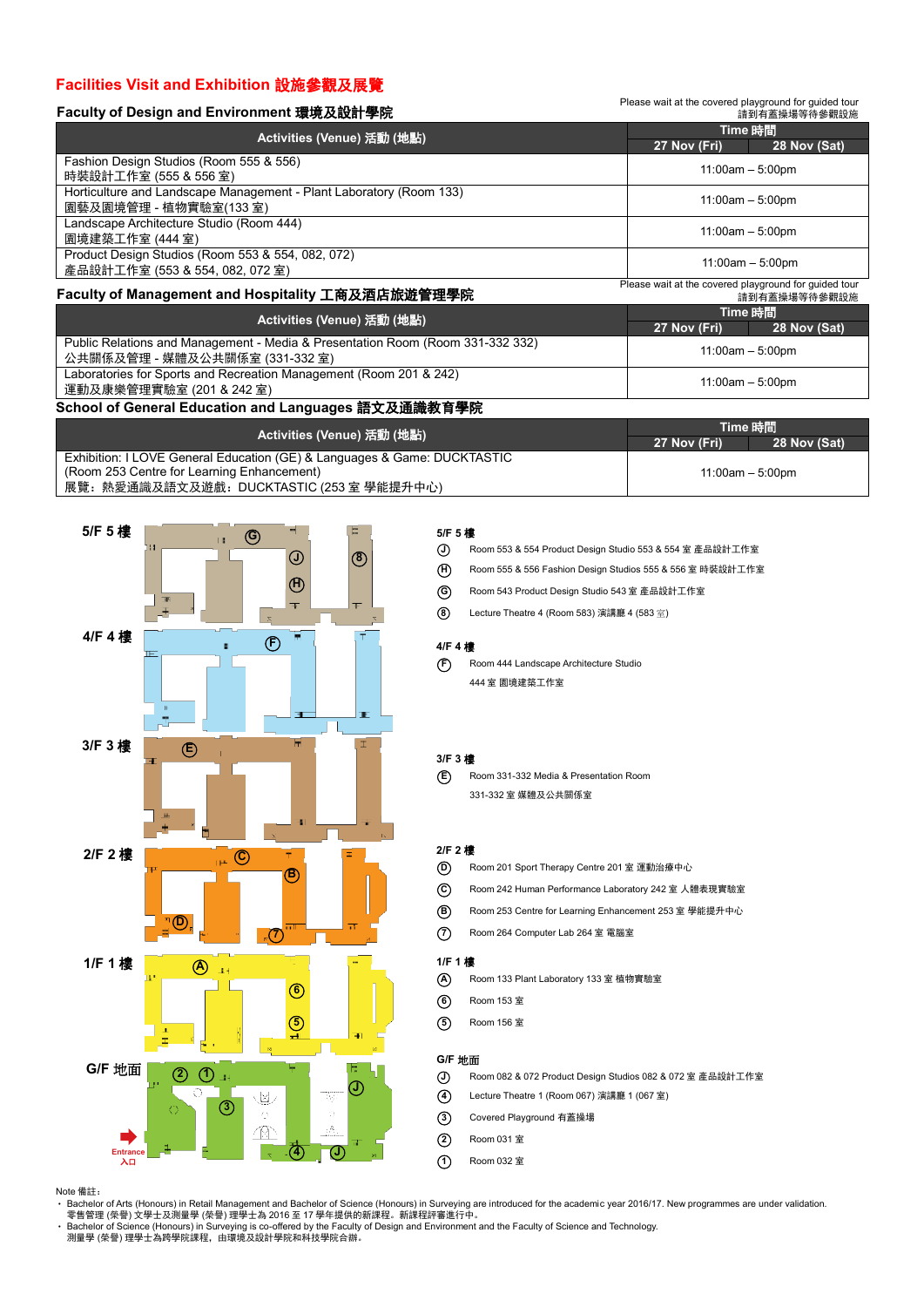# Facilities Visit and Exhibition 設施參觀及展覽

## Faculty of Design and Environment 環境及設計學院

Please wait at the covered playground for guided tour
請到有蓋操場等待參觀設施

| Activities (Venue) 活動 (地點) | Time 時間 | |
|---|---|---|
| | 27 Nov (Fri) | 28 Nov (Sat) |
| Fashion Design Studios (Room 555 & 556)<br>時裝設計工作室 (555 & 556 室) | 11:00am – 5:00pm | |
| Horticulture and Landscape Management - Plant Laboratory (Room 133)<br>園藝及園境管理 - 植物實驗室(133 室) | 11:00am – 5:00pm | |
| Landscape Architecture Studio (Room 444)<br>園境建築工作室 (444 室) | 11:00am – 5:00pm | |
| Product Design Studios (Room 553 & 554, 082, 072)<br>產品設計工作室 (553 & 554, 082, 072 室) | 11:00am – 5:00pm | |

## Faculty of Management and Hospitality 工商及酒店旅遊管理學院

Please wait at the covered playground for guided tour
請到有蓋操場等待參觀設施

| Activities (Venue) 活動 (地點) | Time 時間 | |
|---|---|---|
| | 27 Nov (Fri) | 28 Nov (Sat) |
| Public Relations and Management - Media & Presentation Room (Room 331-332 332)<br>公共關係及管理 - 媒體及公共關係室 (331-332 室) | 11:00am – 5:00pm | |
| Laboratories for Sports and Recreation Management (Room 201 & 242)<br>運動及康樂管理實驗室 (201 & 242 室) | 11:00am – 5:00pm | |

## School of General Education and Languages 語文及通識教育學院

| Activities (Venue) 活動 (地點) | Time 時間 | |
|---|---|---|
| | 27 Nov (Fri) | 28 Nov (Sat) |
| Exhibition: I LOVE General Education (GE) & Languages & Game: DUCKTASTIC<br>(Room 253 Centre for Learning Enhancement)<br>展覽：熱愛通識及語文及遊戲：DUCKTASTIC (253 室 學能提升中心) | 11:00am – 5:00pm | |

5/F 5 樓
4/F 4 樓
3/F 3 樓
2/F 2 樓
1/F 1 樓
G/F 地面
Entrance 入口

**5/F 5 樓**
- Ⓙ Room 553 & 554 Product Design Studio 553 & 554 室 產品設計工作室
- Ⓗ Room 555 & 556 Fashion Design Studios 555 & 556 室 時裝設計工作室
- Ⓖ Room 543 Product Design Studio 543 室 產品設計工作室
- ⑧ Lecture Theatre 4 (Room 583) 演講廳 4 (583 室)

**4/F 4 樓**
- Ⓕ Room 444 Landscape Architecture Studio
  444 室 園境建築工作室

**3/F 3 樓**
- Ⓔ Room 331-332 Media & Presentation Room
  331-332 室 媒體及公共關係室

**2/F 2 樓**
- Ⓓ Room 201 Sport Therapy Centre 201 室 運動治療中心
- Ⓒ Room 242 Human Performance Laboratory 242 室 人體表現實驗室
- Ⓑ Room 253 Centre for Learning Enhancement 253 室 學能提升中心
- ⑦ Room 264 Computer Lab 264 室 電腦室

**1/F 1 樓**
- Ⓐ Room 133 Plant Laboratory 133 室 植物實驗室
- ⑥ Room 153 室
- ⑤ Room 156 室

**G/F 地面**
- Ⓙ Room 082 & 072 Product Design Studios 082 & 072 室 產品設計工作室
- ④ Lecture Theatre 1 (Room 067) 演講廳 1 (067 室)
- ③ Covered Playground 有蓋操場
- ② Room 031 室
- ① Room 032 室

Note 備註：
- Bachelor of Arts (Honours) in Retail Management and Bachelor of Science (Honours) in Surveying are introduced for the academic year 2016/17. New programmes are under validation.
  零售管理 (榮譽) 文學士及測量學 (榮譽) 理學士為 2016 至 17 學年提供的新課程。新課程評審進行中。
- Bachelor of Science (Honours) in Surveying is co-offered by the Faculty of Design and Environment and the Faculty of Science and Technology.
  測量學 (榮譽) 理學士為跨學院課程，由環境及設計學院和科技學院合辦。